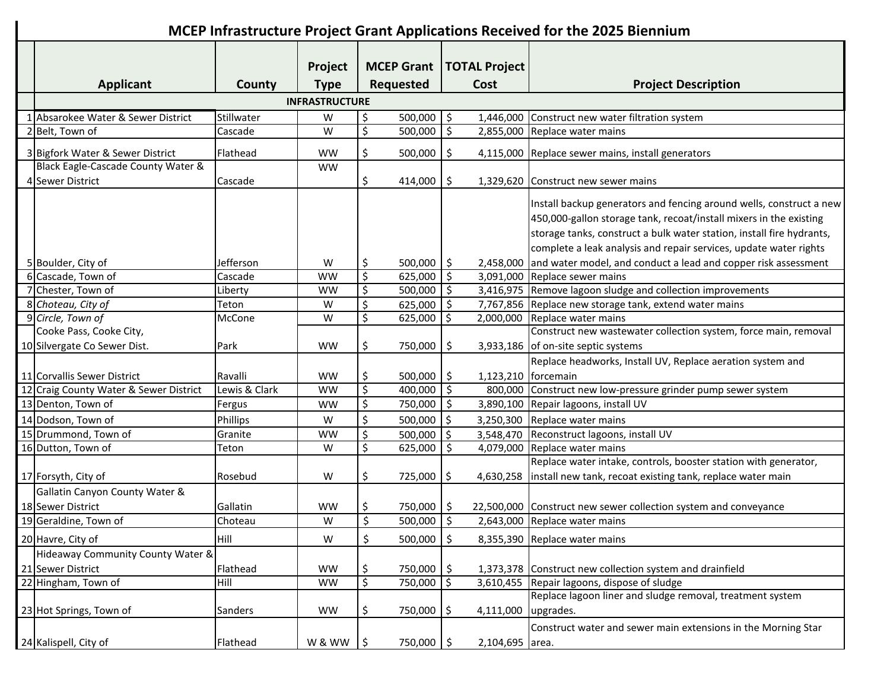# MCEP Infrastructure Project Grant Applications Received for the 2025 Biennium

| | Applicant | County | Project Type | MCEP Grant Requested | TOTAL Project Cost | Project Description |
|---|---|---|---|---|---|---|
| | | | **INFRASTRUCTURE** | | | |
| 1 | Absarokee Water & Sewer District | Stillwater | W | $ 500,000 | $ 1,446,000 | Construct new water filtration system |
| 2 | Belt, Town of | Cascade | W | $ 500,000 | $ 2,855,000 | Replace water mains |
| 3 | Bigfork Water & Sewer District | Flathead | WW | $ 500,000 | $ 4,115,000 | Replace sewer mains, install generators |
| 4 | Black Eagle-Cascade County Water & Sewer District | Cascade | WW | $ 414,000 | $ 1,329,620 | Construct new sewer mains |
| 5 | Boulder, City of | Jefferson | W | $ 500,000 | $ 2,458,000 | Install backup generators and fencing around wells, construct a new 450,000-gallon storage tank, recoat/install mixers in the existing storage tanks, construct a bulk water station, install fire hydrants, complete a leak analysis and repair services, update water rights and water model, and conduct a lead and copper risk assessment |
| 6 | Cascade, Town of | Cascade | WW | $ 625,000 | $ 3,091,000 | Replace sewer mains |
| 7 | Chester, Town of | Liberty | WW | $ 500,000 | $ 3,416,975 | Remove lagoon sludge and collection improvements |
| 8 | *Choteau, City of* | Teton | W | $ 625,000 | $ 7,767,856 | Replace new storage tank, extend water mains |
| 9 | *Circle, Town of* | McCone | W | $ 625,000 | $ 2,000,000 | Replace water mains |
| 10 | Cooke Pass, Cooke City, Silvergate Co Sewer Dist. | Park | WW | $ 750,000 | $ 3,933,186 | Construct new wastewater collection system, force main, removal of on-site septic systems |
| 11 | Corvallis Sewer District | Ravalli | WW | $ 500,000 | $ 1,123,210 | Replace headworks, Install UV, Replace aeration system and forcemain |
| 12 | Craig County Water & Sewer District | Lewis & Clark | WW | $ 400,000 | $ 800,000 | Construct new low-pressure grinder pump sewer system |
| 13 | Denton, Town of | Fergus | WW | $ 750,000 | $ 3,890,100 | Repair lagoons, install UV |
| 14 | Dodson, Town of | Phillips | W | $ 500,000 | $ 3,250,300 | Replace water mains |
| 15 | Drummond, Town of | Granite | WW | $ 500,000 | $ 3,548,470 | Reconstruct lagoons, install UV |
| 16 | Dutton, Town of | Teton | W | $ 625,000 | $ 4,079,000 | Replace water mains |
| 17 | Forsyth, City of | Rosebud | W | $ 725,000 | $ 4,630,258 | Replace water intake, controls, booster station with generator, install new tank, recoat existing tank, replace water main |
| 18 | Gallatin Canyon County Water & Sewer District | Gallatin | WW | $ 750,000 | $ 22,500,000 | Construct new sewer collection system and conveyance |
| 19 | Geraldine, Town of | Choteau | W | $ 500,000 | $ 2,643,000 | Replace water mains |
| 20 | Havre, City of | Hill | W | $ 500,000 | $ 8,355,390 | Replace water mains |
| 21 | Hideaway Community County Water & Sewer District | Flathead | WW | $ 750,000 | $ 1,373,378 | Construct new collection system and drainfield |
| 22 | Hingham, Town of | Hill | WW | $ 750,000 | $ 3,610,455 | Repair lagoons, dispose of sludge |
| 23 | Hot Springs, Town of | Sanders | WW | $ 750,000 | $ 4,111,000 | Replace lagoon liner and sludge removal, treatment system upgrades. |
| 24 | Kalispell, City of | Flathead | W & WW | $ 750,000 | $ 2,104,695 | Construct water and sewer main extensions in the Morning Star area. |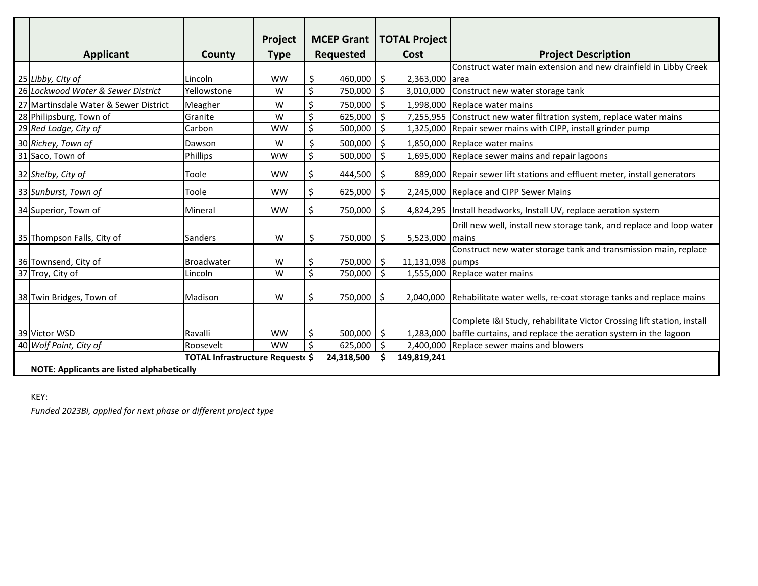| | Applicant | County | Project Type | MCEP Grant Requested | TOTAL Project Cost | Project Description |
|---|---|---|---|---|---|---|
| 25 | *Libby, City of* | Lincoln | WW | $ 460,000 | $ 2,363,000 | Construct water main extension and new drainfield in Libby Creek area |
| 26 | *Lockwood Water & Sewer District* | Yellowstone | W | $ 750,000 | $ 3,010,000 | Construct new water storage tank |
| 27 | Martinsdale Water & Sewer District | Meagher | W | $ 750,000 | $ 1,998,000 | Replace water mains |
| 28 | Philipsburg, Town of | Granite | W | $ 625,000 | $ 7,255,955 | Construct new water filtration system, replace water mains |
| 29 | *Red Lodge, City of* | Carbon | WW | $ 500,000 | $ 1,325,000 | Repair sewer mains with CIPP, install grinder pump |
| 30 | *Richey, Town of* | Dawson | W | $ 500,000 | $ 1,850,000 | Replace water mains |
| 31 | Saco, Town of | Phillips | WW | $ 500,000 | $ 1,695,000 | Replace sewer mains and repair lagoons |
| 32 | *Shelby, City of* | Toole | WW | $ 444,500 | $ 889,000 | Repair sewer lift stations and effluent meter, install generators |
| 33 | *Sunburst, Town of* | Toole | WW | $ 625,000 | $ 2,245,000 | Replace and CIPP Sewer Mains |
| 34 | Superior, Town of | Mineral | WW | $ 750,000 | $ 4,824,295 | Install headworks, Install UV, replace aeration system |
| 35 | Thompson Falls, City of | Sanders | W | $ 750,000 | $ 5,523,000 | Drill new well, install new storage tank, and replace and loop water mains |
| 36 | Townsend, City of | Broadwater | W | $ 750,000 | $ 11,131,098 | Construct new water storage tank and transmission main, replace pumps |
| 37 | Troy, City of | Lincoln | W | $ 750,000 | $ 1,555,000 | Replace water mains |
| 38 | Twin Bridges, Town of | Madison | W | $ 750,000 | $ 2,040,000 | Rehabilitate water wells, re-coat storage tanks and replace mains |
| 39 | Victor WSD | Ravalli | WW | $ 500,000 | $ 1,283,000 | Complete I&I Study, rehabilitate Victor Crossing lift station, install baffle curtains, and replace the aeration system in the lagoon |
| 40 | *Wolf Point, City of* | Roosevelt | WW | $ 625,000 | $ 2,400,000 | Replace sewer mains and blowers |
| | | **TOTAL Infrastructure Requeste** | | **$ 24,318,500** | **$ 149,819,241** | |

**NOTE: Applicants are listed alphabetically**

KEY:

*Funded 2023Bi, applied for next phase or different project type*